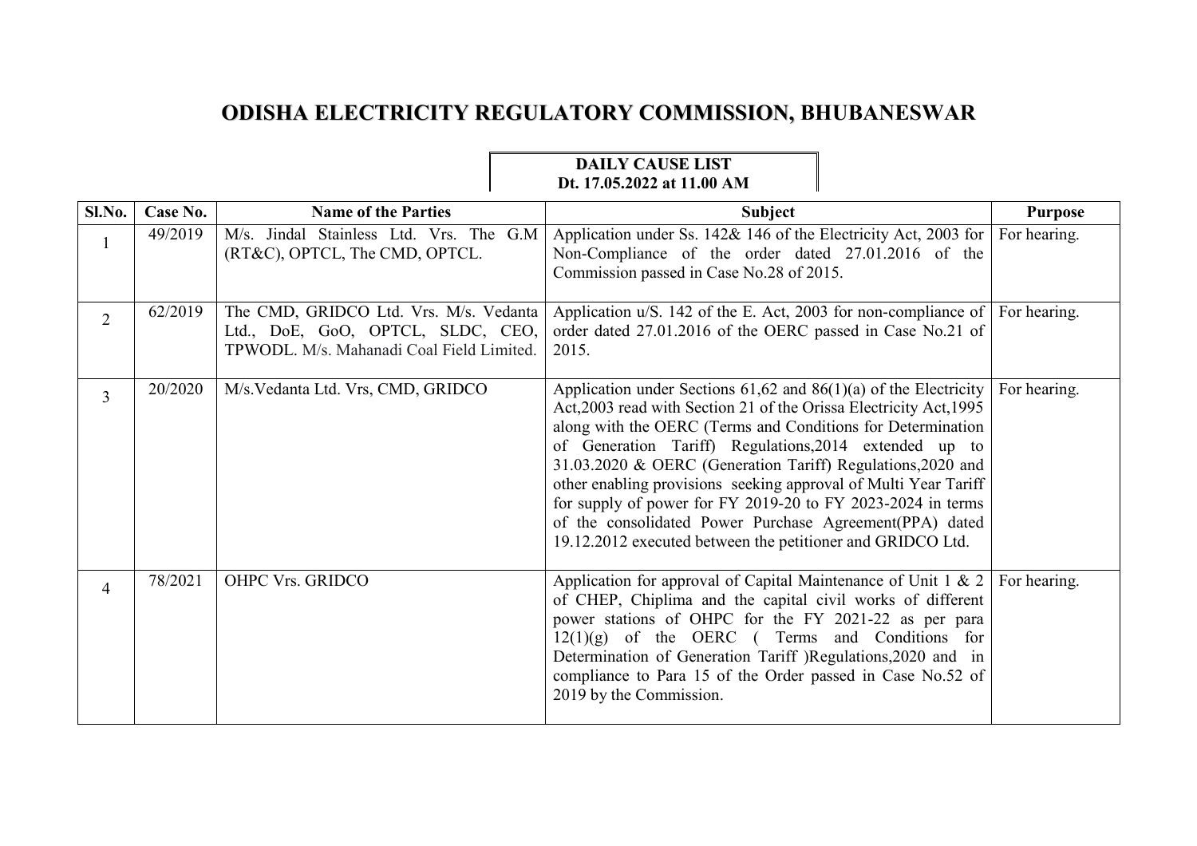# ODISHA ELECTRICITY REGULATORY COMMISSION, BHUBANESWAR

**DAILY CAUSE LIST**
**Dt. 17.05.2022 at 11.00 AM**

| Sl.No. | Case No. | Name of the Parties | Subject | Purpose |
|---|---|---|---|---|
| 1 | 49/2019 | M/s. Jindal Stainless Ltd. Vrs. The G.M (RT&C), OPTCL, The CMD, OPTCL. | Application under Ss. 142& 146 of the Electricity Act, 2003 for Non-Compliance of the order dated 27.01.2016 of the Commission passed in Case No.28 of 2015. | For hearing. |
| 2 | 62/2019 | The CMD, GRIDCO Ltd. Vrs. M/s. Vedanta Ltd., DoE, GoO, OPTCL, SLDC, CEO, TPWODL. M/s. Mahanadi Coal Field Limited. | Application u/S. 142 of the E. Act, 2003 for non-compliance of order dated 27.01.2016 of the OERC passed in Case No.21 of 2015. | For hearing. |
| 3 | 20/2020 | M/s.Vedanta Ltd. Vrs, CMD, GRIDCO | Application under Sections 61,62 and 86(1)(a) of the Electricity Act,2003 read with Section 21 of the Orissa Electricity Act,1995 along with the OERC (Terms and Conditions for Determination of Generation Tariff) Regulations,2014 extended up to 31.03.2020 & OERC (Generation Tariff) Regulations,2020 and other enabling provisions seeking approval of Multi Year Tariff for supply of power for FY 2019-20 to FY 2023-2024 in terms of the consolidated Power Purchase Agreement(PPA) dated 19.12.2012 executed between the petitioner and GRIDCO Ltd. | For hearing. |
| 4 | 78/2021 | OHPC Vrs. GRIDCO | Application for approval of Capital Maintenance of Unit 1 & 2 of CHEP, Chiplima and the capital civil works of different power stations of OHPC for the FY 2021-22 as per para 12(1)(g) of the OERC ( Terms and Conditions for Determination of Generation Tariff )Regulations,2020 and in compliance to Para 15 of the Order passed in Case No.52 of 2019 by the Commission. | For hearing. |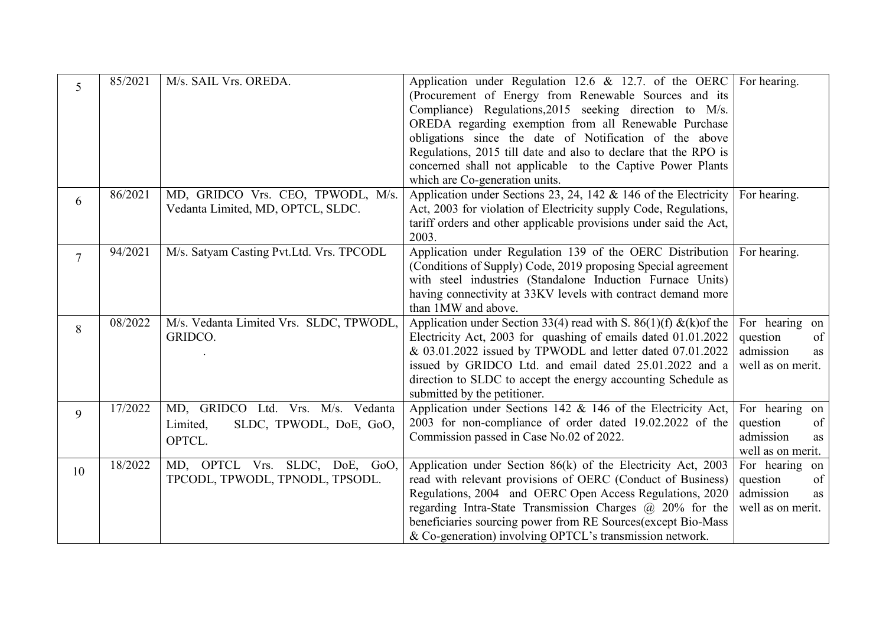| 5 | 85/2021 | M/s. SAIL Vrs. OREDA. | Application under Regulation 12.6 & 12.7. of the OERC (Procurement of Energy from Renewable Sources and its Compliance) Regulations,2015 seeking direction to M/s. OREDA regarding exemption from all Renewable Purchase obligations since the date of Notification of the above Regulations, 2015 till date and also to declare that the RPO is concerned shall not applicable to the Captive Power Plants which are Co-generation units. | For hearing. |
|---|---|---|---|---|
| 6 | 86/2021 | MD, GRIDCO Vrs. CEO, TPWODL, M/s. Vedanta Limited, MD, OPTCL, SLDC. | Application under Sections 23, 24, 142 & 146 of the Electricity Act, 2003 for violation of Electricity supply Code, Regulations, tariff orders and other applicable provisions under said the Act, 2003. | For hearing. |
| 7 | 94/2021 | M/s. Satyam Casting Pvt.Ltd. Vrs. TPCODL | Application under Regulation 139 of the OERC Distribution (Conditions of Supply) Code, 2019 proposing Special agreement with steel industries (Standalone Induction Furnace Units) having connectivity at 33KV levels with contract demand more than 1MW and above. | For hearing. |
| 8 | 08/2022 | M/s. Vedanta Limited Vrs. SLDC, TPWODL, GRIDCO. | Application under Section 33(4) read with S. 86(1)(f) &(k)of the Electricity Act, 2003 for quashing of emails dated 01.01.2022 & 03.01.2022 issued by TPWODL and letter dated 07.01.2022 issued by GRIDCO Ltd. and email dated 25.01.2022 and a direction to SLDC to accept the energy accounting Schedule as submitted by the petitioner. | For hearing on question of admission as well as on merit. |
| 9 | 17/2022 | MD, GRIDCO Ltd. Vrs. M/s. Vedanta Limited, SLDC, TPWODL, DoE, GoO, OPTCL. | Application under Sections 142 & 146 of the Electricity Act, 2003 for non-compliance of order dated 19.02.2022 of the Commission passed in Case No.02 of 2022. | For hearing on question of admission as well as on merit. |
| 10 | 18/2022 | MD, OPTCL Vrs. SLDC, DoE, GoO, TPCODL, TPWODL, TPNODL, TPSODL. | Application under Section 86(k) of the Electricity Act, 2003 read with relevant provisions of OERC (Conduct of Business) Regulations, 2004 and OERC Open Access Regulations, 2020 regarding Intra-State Transmission Charges @ 20% for the beneficiaries sourcing power from RE Sources(except Bio-Mass & Co-generation) involving OPTCL's transmission network. | For hearing on question of admission as well as on merit. |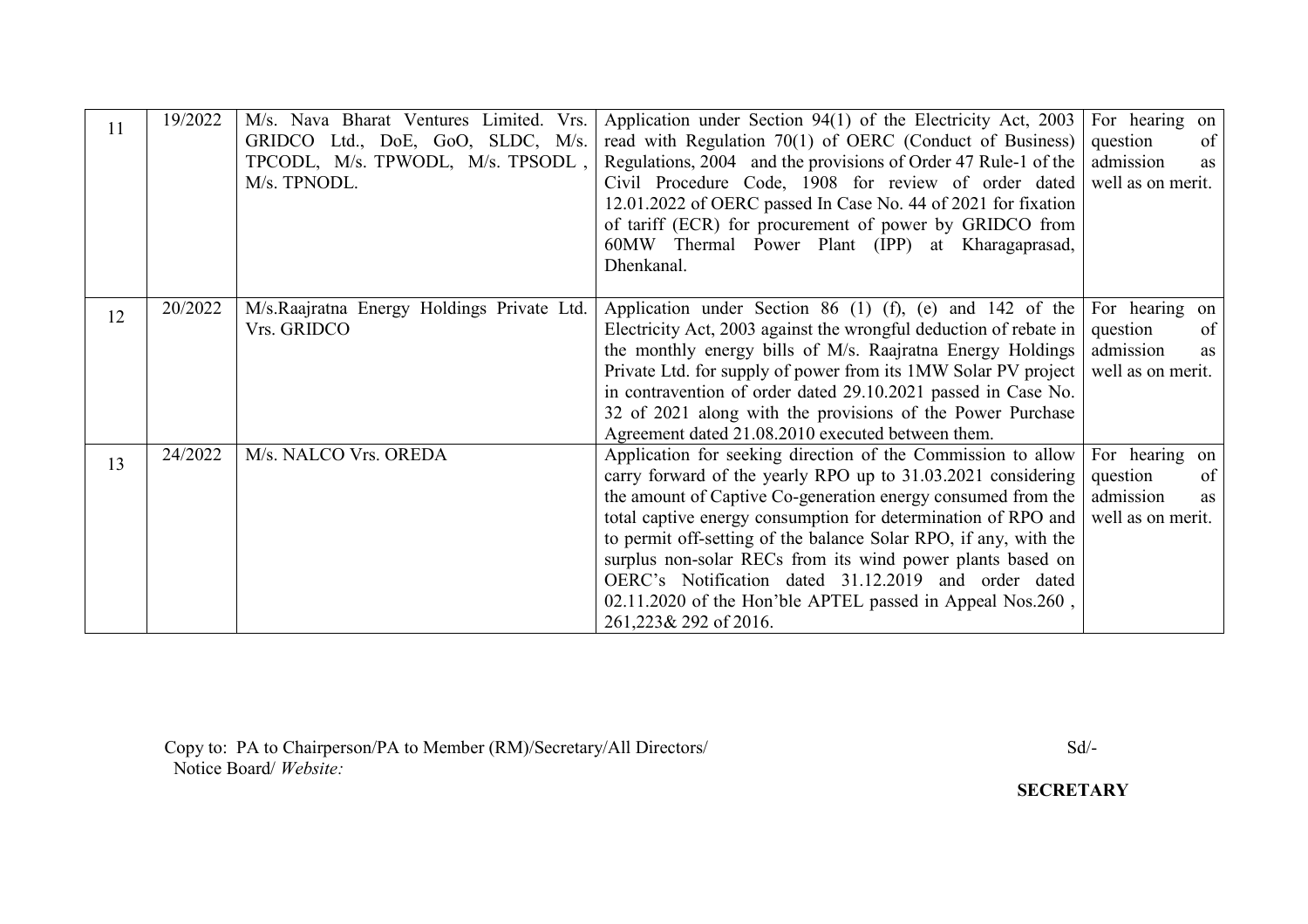| | | | | |
|---|---|---|---|---|
| 11 | 19/2022 | M/s. Nava Bharat Ventures Limited. Vrs. GRIDCO Ltd., DoE, GoO, SLDC, M/s. TPCODL, M/s. TPWODL, M/s. TPSODL , M/s. TPNODL. | Application under Section 94(1) of the Electricity Act, 2003 read with Regulation 70(1) of OERC (Conduct of Business) Regulations, 2004 and the provisions of Order 47 Rule-1 of the Civil Procedure Code, 1908 for review of order dated 12.01.2022 of OERC passed In Case No. 44 of 2021 for fixation of tariff (ECR) for procurement of power by GRIDCO from 60MW Thermal Power Plant (IPP) at Kharagaprasad, Dhenkanal. | For hearing on question of admission as well as on merit. |
| 12 | 20/2022 | M/s.Raajratna Energy Holdings Private Ltd. Vrs. GRIDCO | Application under Section 86 (1) (f), (e) and 142 of the Electricity Act, 2003 against the wrongful deduction of rebate in the monthly energy bills of M/s. Raajratna Energy Holdings Private Ltd. for supply of power from its 1MW Solar PV project in contravention of order dated 29.10.2021 passed in Case No. 32 of 2021 along with the provisions of the Power Purchase Agreement dated 21.08.2010 executed between them. | For hearing on question of admission as well as on merit. |
| 13 | 24/2022 | M/s. NALCO Vrs. OREDA | Application for seeking direction of the Commission to allow carry forward of the yearly RPO up to 31.03.2021 considering the amount of Captive Co-generation energy consumed from the total captive energy consumption for determination of RPO and to permit off-setting of the balance Solar RPO, if any, with the surplus non-solar RECs from its wind power plants based on OERC's Notification dated 31.12.2019 and order dated 02.11.2020 of the Hon'ble APTEL passed in Appeal Nos.260 , 261,223& 292 of 2016. | For hearing on question of admission as well as on merit. |

Copy to: PA to Chairperson/PA to Member (RM)/Secretary/All Directors/
Notice Board/ *Website:*

Sd/-

**SECRETARY**